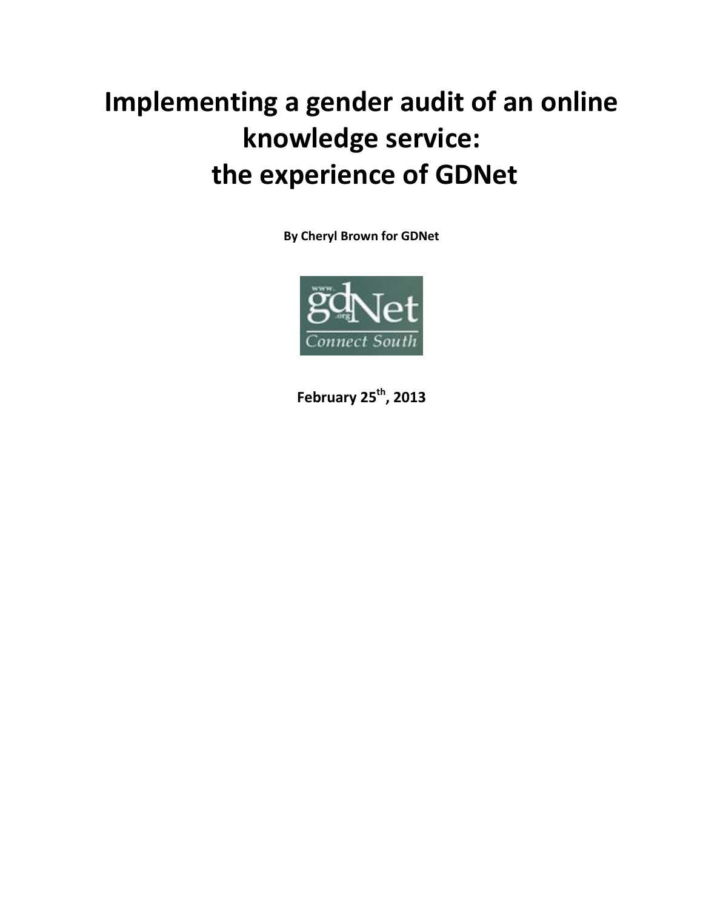# Implementing a gender audit of an online knowledge service: the experience of GDNet

**By Cheryl Brown for GDNet**

**February 25th, 2013**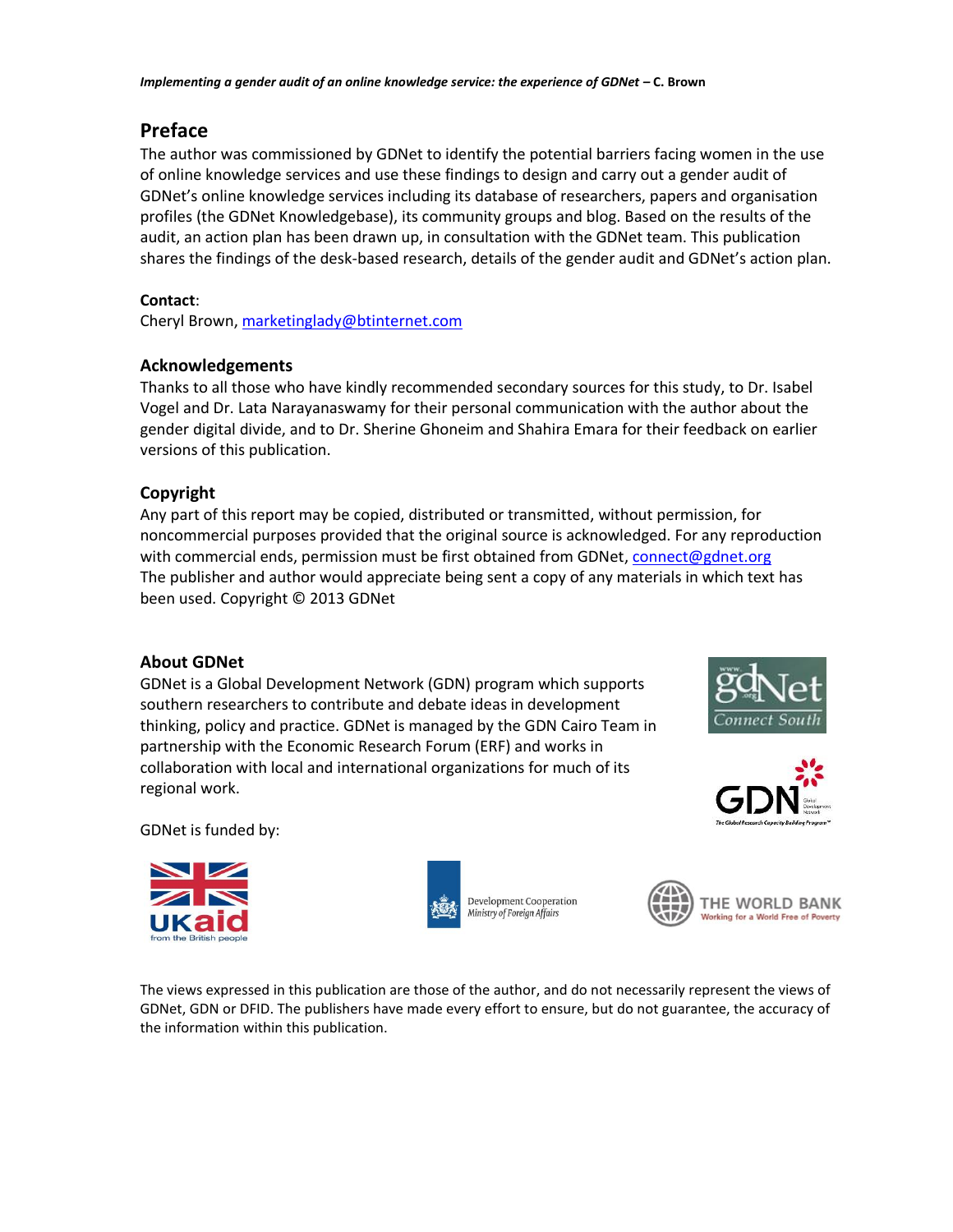## Preface

The author was commissioned by GDNet to identify the potential barriers facing women in the use of online knowledge services and use these findings to design and carry out a gender audit of GDNet's online knowledge services including its database of researchers, papers and organisation profiles (the GDNet Knowledgebase), its community groups and blog. Based on the results of the audit, an action plan has been drawn up, in consultation with the GDNet team. This publication shares the findings of the desk-based research, details of the gender audit and GDNet's action plan.

**Contact**:
Cheryl Brown, marketinglady@btinternet.com

### Acknowledgements

Thanks to all those who have kindly recommended secondary sources for this study, to Dr. Isabel Vogel and Dr. Lata Narayanaswamy for their personal communication with the author about the gender digital divide, and to Dr. Sherine Ghoneim and Shahira Emara for their feedback on earlier versions of this publication.

### Copyright

Any part of this report may be copied, distributed or transmitted, without permission, for noncommercial purposes provided that the original source is acknowledged. For any reproduction with commercial ends, permission must be first obtained from GDNet, connect@gdnet.org
The publisher and author would appreciate being sent a copy of any materials in which text has been used. Copyright © 2013 GDNet

### About GDNet

GDNet is a Global Development Network (GDN) program which supports southern researchers to contribute and debate ideas in development thinking, policy and practice. GDNet is managed by the GDN Cairo Team in partnership with the Economic Research Forum (ERF) and works in collaboration with local and international organizations for much of its regional work.

GDNet is funded by:

The views expressed in this publication are those of the author, and do not necessarily represent the views of GDNet, GDN or DFID. The publishers have made every effort to ensure, but do not guarantee, the accuracy of the information within this publication.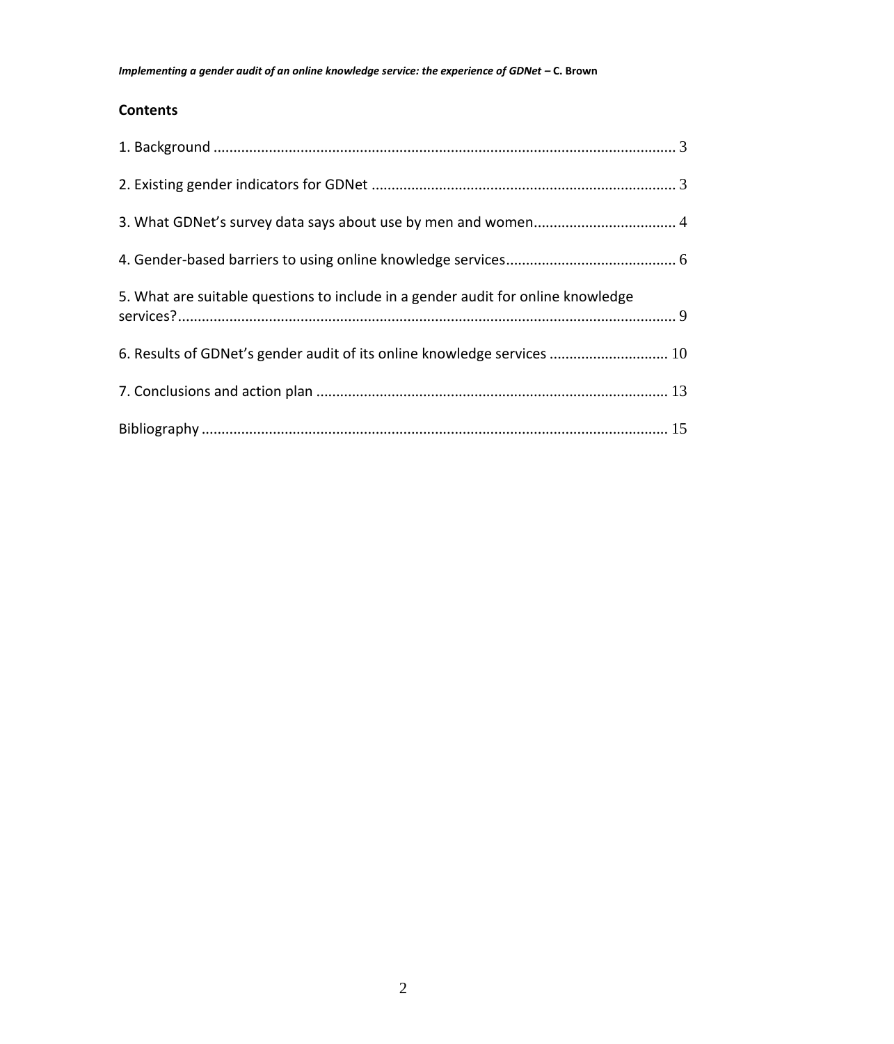## Contents

1. Background .................................................................................................................... 3

2. Existing gender indicators for GDNet ............................................................................ 3

3. What GDNet's survey data says about use by men and women.................................... 4

4. Gender-based barriers to using online knowledge services........................................... 6

5. What are suitable questions to include in a gender audit for online knowledge services?............................................................................................................................. 9

6. Results of GDNet's gender audit of its online knowledge services .............................. 10

7. Conclusions and action plan ........................................................................................ 13

Bibliography ..................................................................................................................... 15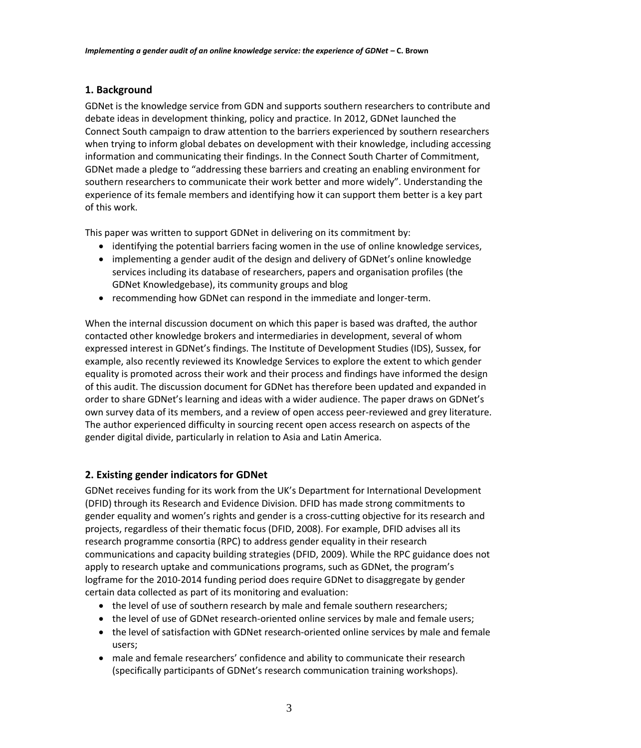## 1. Background

GDNet is the knowledge service from GDN and supports southern researchers to contribute and debate ideas in development thinking, policy and practice. In 2012, GDNet launched the Connect South campaign to draw attention to the barriers experienced by southern researchers when trying to inform global debates on development with their knowledge, including accessing information and communicating their findings. In the Connect South Charter of Commitment, GDNet made a pledge to "addressing these barriers and creating an enabling environment for southern researchers to communicate their work better and more widely". Understanding the experience of its female members and identifying how it can support them better is a key part of this work.

This paper was written to support GDNet in delivering on its commitment by:

- identifying the potential barriers facing women in the use of online knowledge services,
- implementing a gender audit of the design and delivery of GDNet's online knowledge services including its database of researchers, papers and organisation profiles (the GDNet Knowledgebase), its community groups and blog
- recommending how GDNet can respond in the immediate and longer-term.

When the internal discussion document on which this paper is based was drafted, the author contacted other knowledge brokers and intermediaries in development, several of whom expressed interest in GDNet's findings. The Institute of Development Studies (IDS), Sussex, for example, also recently reviewed its Knowledge Services to explore the extent to which gender equality is promoted across their work and their process and findings have informed the design of this audit. The discussion document for GDNet has therefore been updated and expanded in order to share GDNet's learning and ideas with a wider audience. The paper draws on GDNet's own survey data of its members, and a review of open access peer-reviewed and grey literature. The author experienced difficulty in sourcing recent open access research on aspects of the gender digital divide, particularly in relation to Asia and Latin America.

## 2. Existing gender indicators for GDNet

GDNet receives funding for its work from the UK's Department for International Development (DFID) through its Research and Evidence Division. DFID has made strong commitments to gender equality and women's rights and gender is a cross-cutting objective for its research and projects, regardless of their thematic focus (DFID, 2008). For example, DFID advises all its research programme consortia (RPC) to address gender equality in their research communications and capacity building strategies (DFID, 2009). While the RPC guidance does not apply to research uptake and communications programs, such as GDNet, the program's logframe for the 2010-2014 funding period does require GDNet to disaggregate by gender certain data collected as part of its monitoring and evaluation:

- the level of use of southern research by male and female southern researchers;
- the level of use of GDNet research-oriented online services by male and female users;
- the level of satisfaction with GDNet research-oriented online services by male and female users;
- male and female researchers' confidence and ability to communicate their research (specifically participants of GDNet's research communication training workshops).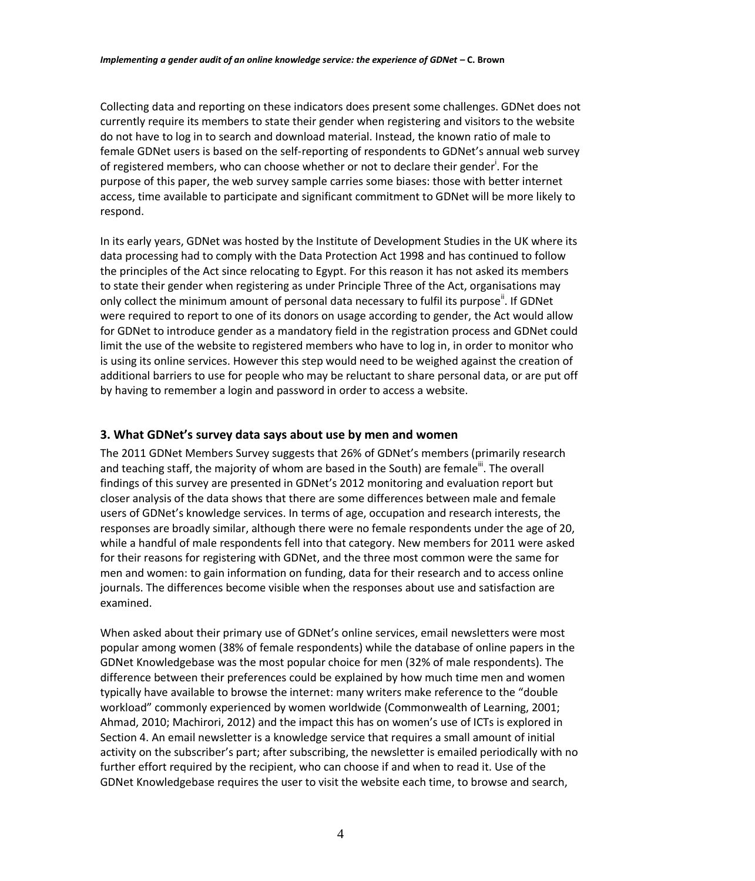Collecting data and reporting on these indicators does present some challenges. GDNet does not currently require its members to state their gender when registering and visitors to the website do not have to log in to search and download material. Instead, the known ratio of male to female GDNet users is based on the self-reporting of respondents to GDNet's annual web survey of registered members, who can choose whether or not to declare their gender[i]. For the purpose of this paper, the web survey sample carries some biases: those with better internet access, time available to participate and significant commitment to GDNet will be more likely to respond.

In its early years, GDNet was hosted by the Institute of Development Studies in the UK where its data processing had to comply with the Data Protection Act 1998 and has continued to follow the principles of the Act since relocating to Egypt. For this reason it has not asked its members to state their gender when registering as under Principle Three of the Act, organisations may only collect the minimum amount of personal data necessary to fulfil its purpose[ii]. If GDNet were required to report to one of its donors on usage according to gender, the Act would allow for GDNet to introduce gender as a mandatory field in the registration process and GDNet could limit the use of the website to registered members who have to log in, in order to monitor who is using its online services. However this step would need to be weighed against the creation of additional barriers to use for people who may be reluctant to share personal data, or are put off by having to remember a login and password in order to access a website.

## 3. What GDNet's survey data says about use by men and women

The 2011 GDNet Members Survey suggests that 26% of GDNet's members (primarily research and teaching staff, the majority of whom are based in the South) are female[iii]. The overall findings of this survey are presented in GDNet's 2012 monitoring and evaluation report but closer analysis of the data shows that there are some differences between male and female users of GDNet's knowledge services. In terms of age, occupation and research interests, the responses are broadly similar, although there were no female respondents under the age of 20, while a handful of male respondents fell into that category. New members for 2011 were asked for their reasons for registering with GDNet, and the three most common were the same for men and women: to gain information on funding, data for their research and to access online journals. The differences become visible when the responses about use and satisfaction are examined.

When asked about their primary use of GDNet's online services, email newsletters were most popular among women (38% of female respondents) while the database of online papers in the GDNet Knowledgebase was the most popular choice for men (32% of male respondents). The difference between their preferences could be explained by how much time men and women typically have available to browse the internet: many writers make reference to the "double workload" commonly experienced by women worldwide (Commonwealth of Learning, 2001; Ahmad, 2010; Machirori, 2012) and the impact this has on women's use of ICTs is explored in Section 4. An email newsletter is a knowledge service that requires a small amount of initial activity on the subscriber's part; after subscribing, the newsletter is emailed periodically with no further effort required by the recipient, who can choose if and when to read it. Use of the GDNet Knowledgebase requires the user to visit the website each time, to browse and search,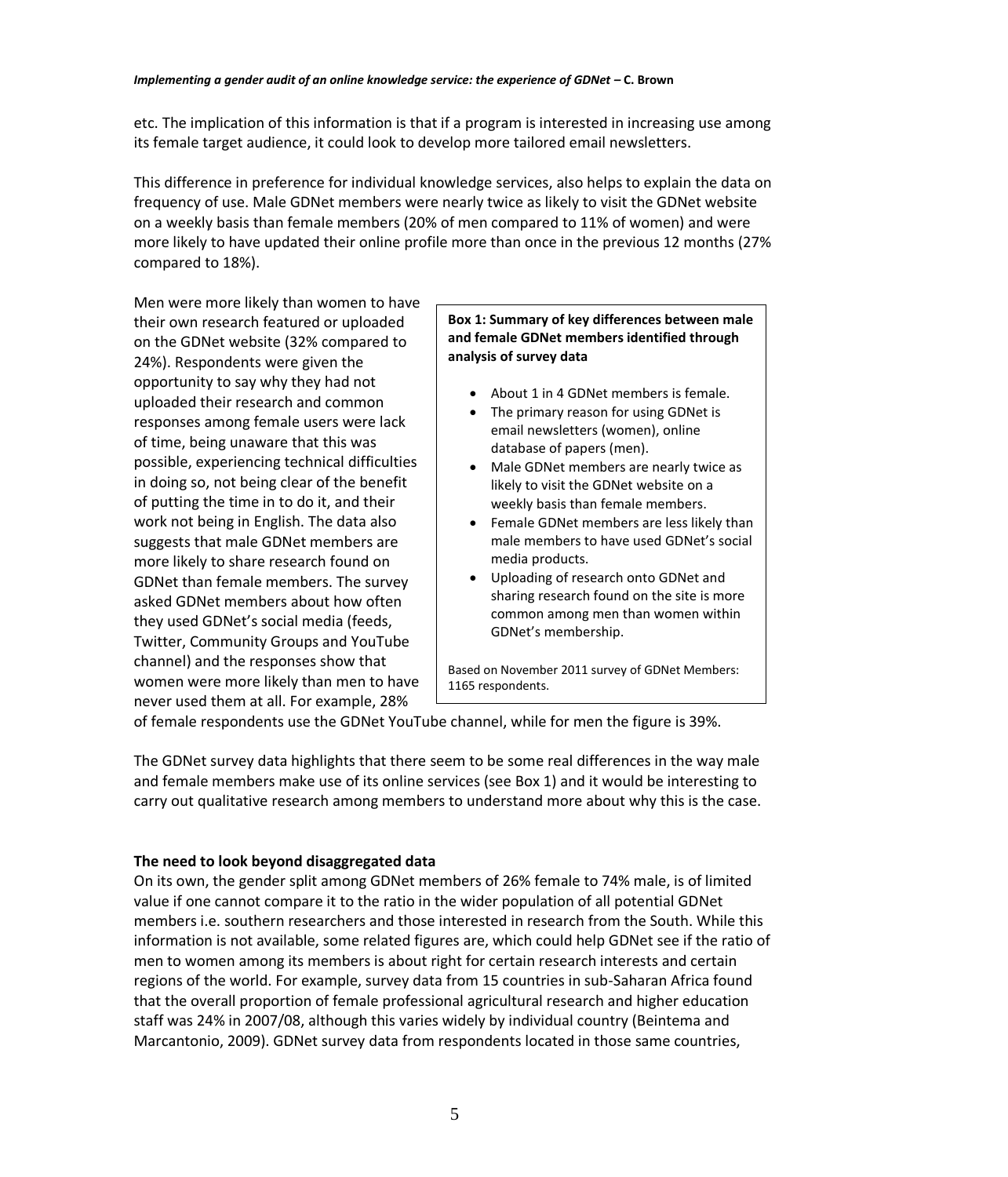etc. The implication of this information is that if a program is interested in increasing use among its female target audience, it could look to develop more tailored email newsletters.

This difference in preference for individual knowledge services, also helps to explain the data on frequency of use. Male GDNet members were nearly twice as likely to visit the GDNet website on a weekly basis than female members (20% of men compared to 11% of women) and were more likely to have updated their online profile more than once in the previous 12 months (27% compared to 18%).

Men were more likely than women to have their own research featured or uploaded on the GDNet website (32% compared to 24%). Respondents were given the opportunity to say why they had not uploaded their research and common responses among female users were lack of time, being unaware that this was possible, experiencing technical difficulties in doing so, not being clear of the benefit of putting the time in to do it, and their work not being in English. The data also suggests that male GDNet members are more likely to share research found on GDNet than female members. The survey asked GDNet members about how often they used GDNet's social media (feeds, Twitter, Community Groups and YouTube channel) and the responses show that women were more likely than men to have never used them at all. For example, 28% of female respondents use the GDNet YouTube channel, while for men the figure is 39%.

> **Box 1: Summary of key differences between male and female GDNet members identified through analysis of survey data**
>
> - About 1 in 4 GDNet members is female.
> - The primary reason for using GDNet is email newsletters (women), online database of papers (men).
> - Male GDNet members are nearly twice as likely to visit the GDNet website on a weekly basis than female members.
> - Female GDNet members are less likely than male members to have used GDNet's social media products.
> - Uploading of research onto GDNet and sharing research found on the site is more common among men than women within GDNet's membership.
>
> Based on November 2011 survey of GDNet Members: 1165 respondents.

The GDNet survey data highlights that there seem to be some real differences in the way male and female members make use of its online services (see Box 1) and it would be interesting to carry out qualitative research among members to understand more about why this is the case.

**The need to look beyond disaggregated data**

On its own, the gender split among GDNet members of 26% female to 74% male, is of limited value if one cannot compare it to the ratio in the wider population of all potential GDNet members i.e. southern researchers and those interested in research from the South. While this information is not available, some related figures are, which could help GDNet see if the ratio of men to women among its members is about right for certain research interests and certain regions of the world. For example, survey data from 15 countries in sub-Saharan Africa found that the overall proportion of female professional agricultural research and higher education staff was 24% in 2007/08, although this varies widely by individual country (Beintema and Marcantonio, 2009). GDNet survey data from respondents located in those same countries,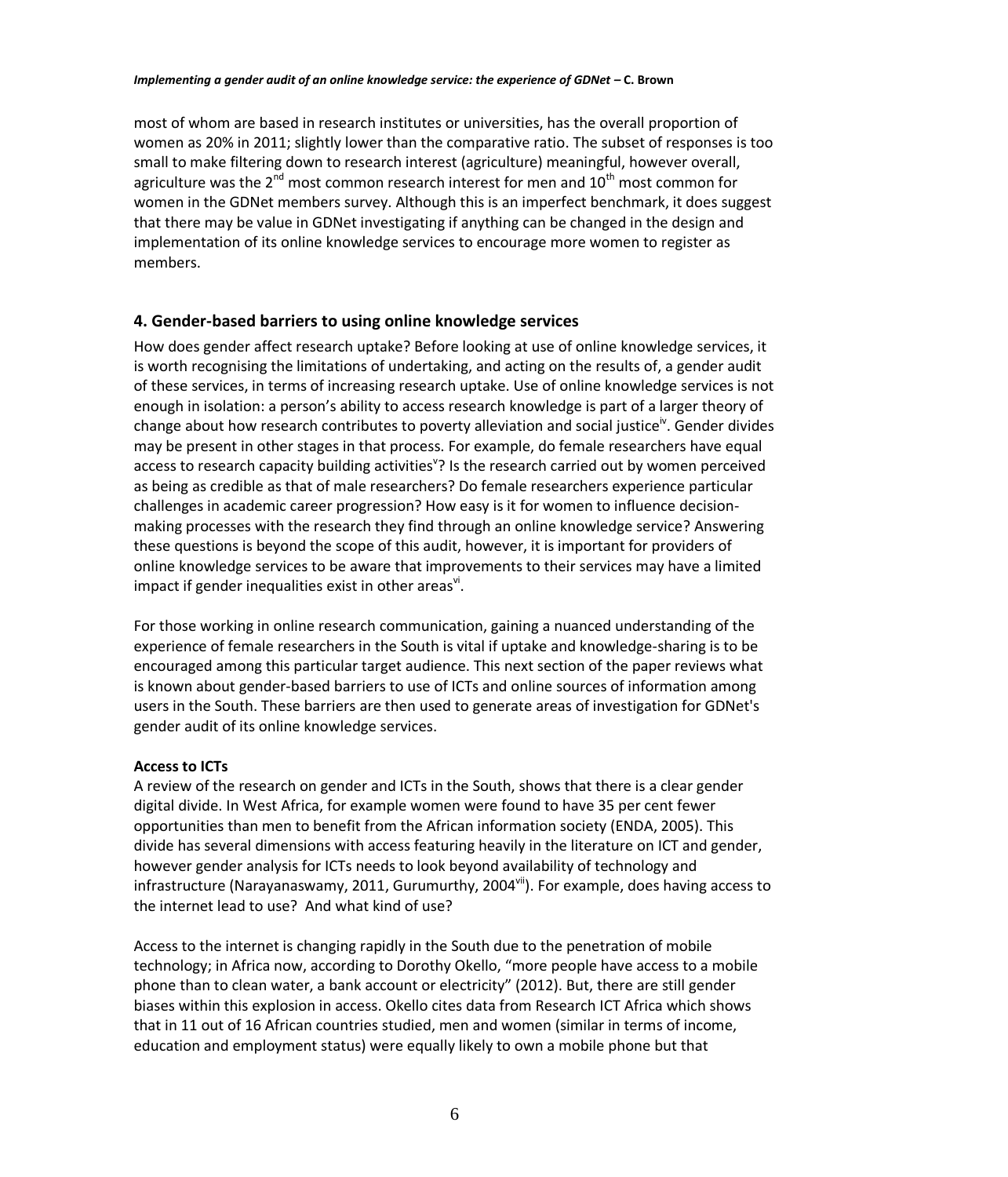most of whom are based in research institutes or universities, has the overall proportion of women as 20% in 2011; slightly lower than the comparative ratio. The subset of responses is too small to make filtering down to research interest (agriculture) meaningful, however overall, agriculture was the 2nd most common research interest for men and 10th most common for women in the GDNet members survey. Although this is an imperfect benchmark, it does suggest that there may be value in GDNet investigating if anything can be changed in the design and implementation of its online knowledge services to encourage more women to register as members.

## 4. Gender-based barriers to using online knowledge services

How does gender affect research uptake? Before looking at use of online knowledge services, it is worth recognising the limitations of undertaking, and acting on the results of, a gender audit of these services, in terms of increasing research uptake. Use of online knowledge services is not enough in isolation: a person's ability to access research knowledge is part of a larger theory of change about how research contributes to poverty alleviation and social justice[iv]. Gender divides may be present in other stages in that process. For example, do female researchers have equal access to research capacity building activities[v]? Is the research carried out by women perceived as being as credible as that of male researchers? Do female researchers experience particular challenges in academic career progression? How easy is it for women to influence decision-making processes with the research they find through an online knowledge service? Answering these questions is beyond the scope of this audit, however, it is important for providers of online knowledge services to be aware that improvements to their services may have a limited impact if gender inequalities exist in other areas[vi].

For those working in online research communication, gaining a nuanced understanding of the experience of female researchers in the South is vital if uptake and knowledge-sharing is to be encouraged among this particular target audience. This next section of the paper reviews what is known about gender-based barriers to use of ICTs and online sources of information among users in the South. These barriers are then used to generate areas of investigation for GDNet's gender audit of its online knowledge services.

**Access to ICTs**

A review of the research on gender and ICTs in the South, shows that there is a clear gender digital divide. In West Africa, for example women were found to have 35 per cent fewer opportunities than men to benefit from the African information society (ENDA, 2005). This divide has several dimensions with access featuring heavily in the literature on ICT and gender, however gender analysis for ICTs needs to look beyond availability of technology and infrastructure (Narayanaswamy, 2011, Gurumurthy, 2004[vii]). For example, does having access to the internet lead to use? And what kind of use?

Access to the internet is changing rapidly in the South due to the penetration of mobile technology; in Africa now, according to Dorothy Okello, "more people have access to a mobile phone than to clean water, a bank account or electricity" (2012). But, there are still gender biases within this explosion in access. Okello cites data from Research ICT Africa which shows that in 11 out of 16 African countries studied, men and women (similar in terms of income, education and employment status) were equally likely to own a mobile phone but that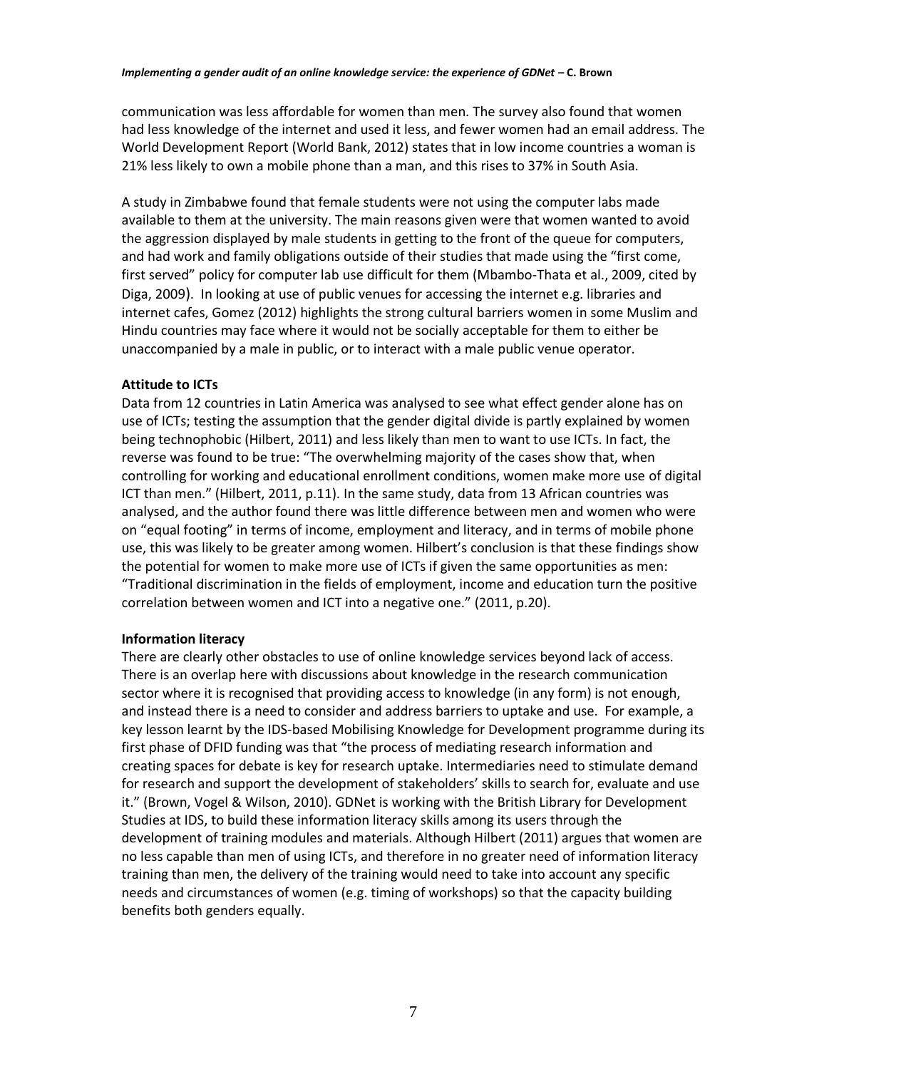communication was less affordable for women than men. The survey also found that women had less knowledge of the internet and used it less, and fewer women had an email address. The World Development Report (World Bank, 2012) states that in low income countries a woman is 21% less likely to own a mobile phone than a man, and this rises to 37% in South Asia.

A study in Zimbabwe found that female students were not using the computer labs made available to them at the university. The main reasons given were that women wanted to avoid the aggression displayed by male students in getting to the front of the queue for computers, and had work and family obligations outside of their studies that made using the "first come, first served" policy for computer lab use difficult for them (Mbambo-Thata et al., 2009, cited by Diga, 2009). In looking at use of public venues for accessing the internet e.g. libraries and internet cafes, Gomez (2012) highlights the strong cultural barriers women in some Muslim and Hindu countries may face where it would not be socially acceptable for them to either be unaccompanied by a male in public, or to interact with a male public venue operator.

**Attitude to ICTs**

Data from 12 countries in Latin America was analysed to see what effect gender alone has on use of ICTs; testing the assumption that the gender digital divide is partly explained by women being technophobic (Hilbert, 2011) and less likely than men to want to use ICTs. In fact, the reverse was found to be true: "The overwhelming majority of the cases show that, when controlling for working and educational enrollment conditions, women make more use of digital ICT than men." (Hilbert, 2011, p.11). In the same study, data from 13 African countries was analysed, and the author found there was little difference between men and women who were on "equal footing" in terms of income, employment and literacy, and in terms of mobile phone use, this was likely to be greater among women. Hilbert's conclusion is that these findings show the potential for women to make more use of ICTs if given the same opportunities as men: "Traditional discrimination in the fields of employment, income and education turn the positive correlation between women and ICT into a negative one." (2011, p.20).

**Information literacy**

There are clearly other obstacles to use of online knowledge services beyond lack of access. There is an overlap here with discussions about knowledge in the research communication sector where it is recognised that providing access to knowledge (in any form) is not enough, and instead there is a need to consider and address barriers to uptake and use. For example, a key lesson learnt by the IDS-based Mobilising Knowledge for Development programme during its first phase of DFID funding was that "the process of mediating research information and creating spaces for debate is key for research uptake. Intermediaries need to stimulate demand for research and support the development of stakeholders' skills to search for, evaluate and use it." (Brown, Vogel & Wilson, 2010). GDNet is working with the British Library for Development Studies at IDS, to build these information literacy skills among its users through the development of training modules and materials. Although Hilbert (2011) argues that women are no less capable than men of using ICTs, and therefore in no greater need of information literacy training than men, the delivery of the training would need to take into account any specific needs and circumstances of women (e.g. timing of workshops) so that the capacity building benefits both genders equally.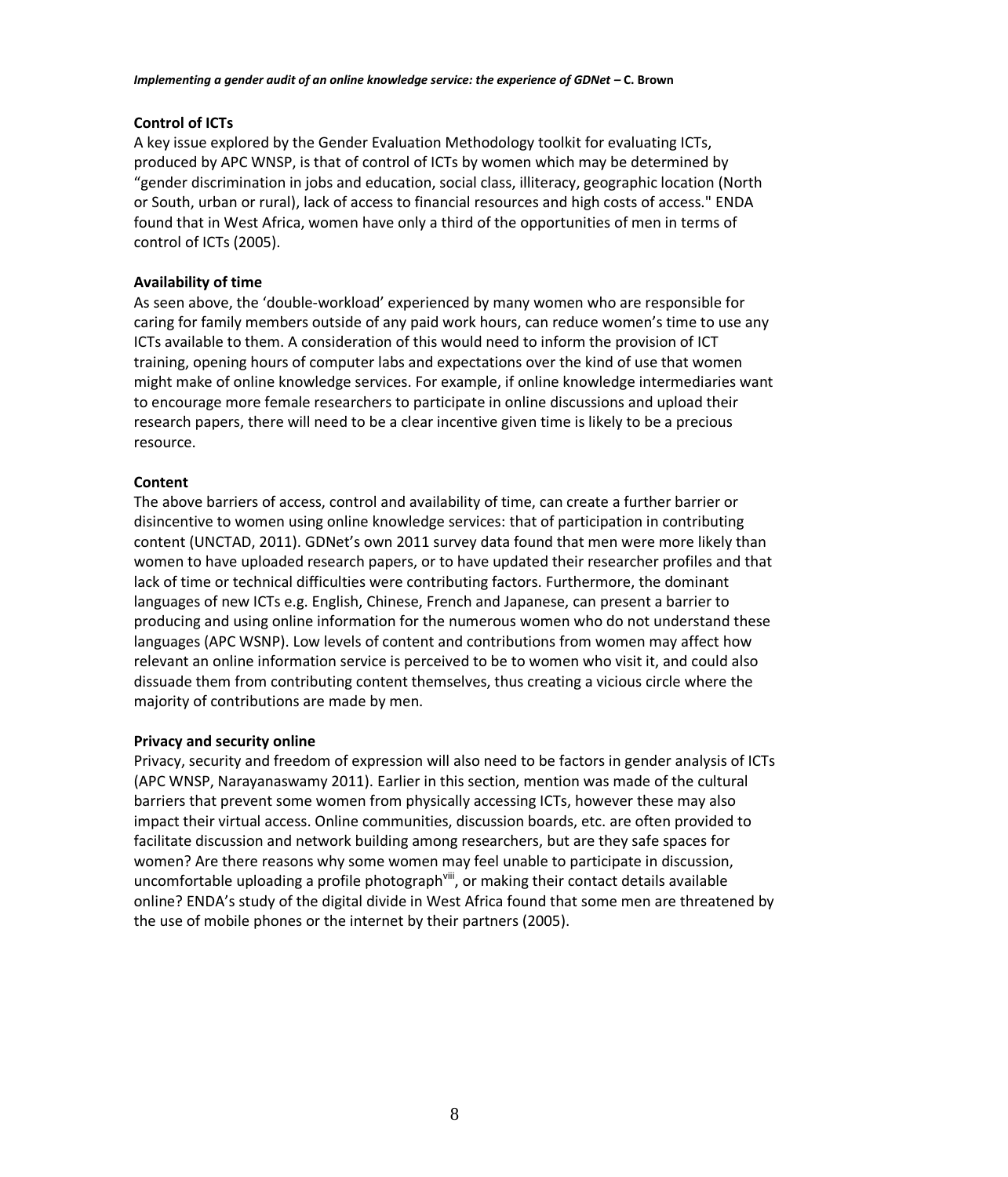**Control of ICTs**

A key issue explored by the Gender Evaluation Methodology toolkit for evaluating ICTs, produced by APC WNSP, is that of control of ICTs by women which may be determined by "gender discrimination in jobs and education, social class, illiteracy, geographic location (North or South, urban or rural), lack of access to financial resources and high costs of access." ENDA found that in West Africa, women have only a third of the opportunities of men in terms of control of ICTs (2005).

**Availability of time**

As seen above, the 'double-workload' experienced by many women who are responsible for caring for family members outside of any paid work hours, can reduce women's time to use any ICTs available to them. A consideration of this would need to inform the provision of ICT training, opening hours of computer labs and expectations over the kind of use that women might make of online knowledge services. For example, if online knowledge intermediaries want to encourage more female researchers to participate in online discussions and upload their research papers, there will need to be a clear incentive given time is likely to be a precious resource.

**Content**

The above barriers of access, control and availability of time, can create a further barrier or disincentive to women using online knowledge services: that of participation in contributing content (UNCTAD, 2011). GDNet's own 2011 survey data found that men were more likely than women to have uploaded research papers, or to have updated their researcher profiles and that lack of time or technical difficulties were contributing factors. Furthermore, the dominant languages of new ICTs e.g. English, Chinese, French and Japanese, can present a barrier to producing and using online information for the numerous women who do not understand these languages (APC WSNP). Low levels of content and contributions from women may affect how relevant an online information service is perceived to be to women who visit it, and could also dissuade them from contributing content themselves, thus creating a vicious circle where the majority of contributions are made by men.

**Privacy and security online**

Privacy, security and freedom of expression will also need to be factors in gender analysis of ICTs (APC WNSP, Narayanaswamy 2011). Earlier in this section, mention was made of the cultural barriers that prevent some women from physically accessing ICTs, however these may also impact their virtual access. Online communities, discussion boards, etc. are often provided to facilitate discussion and network building among researchers, but are they safe spaces for women? Are there reasons why some women may feel unable to participate in discussion, uncomfortable uploading a profile photograph[viii], or making their contact details available online? ENDA's study of the digital divide in West Africa found that some men are threatened by the use of mobile phones or the internet by their partners (2005).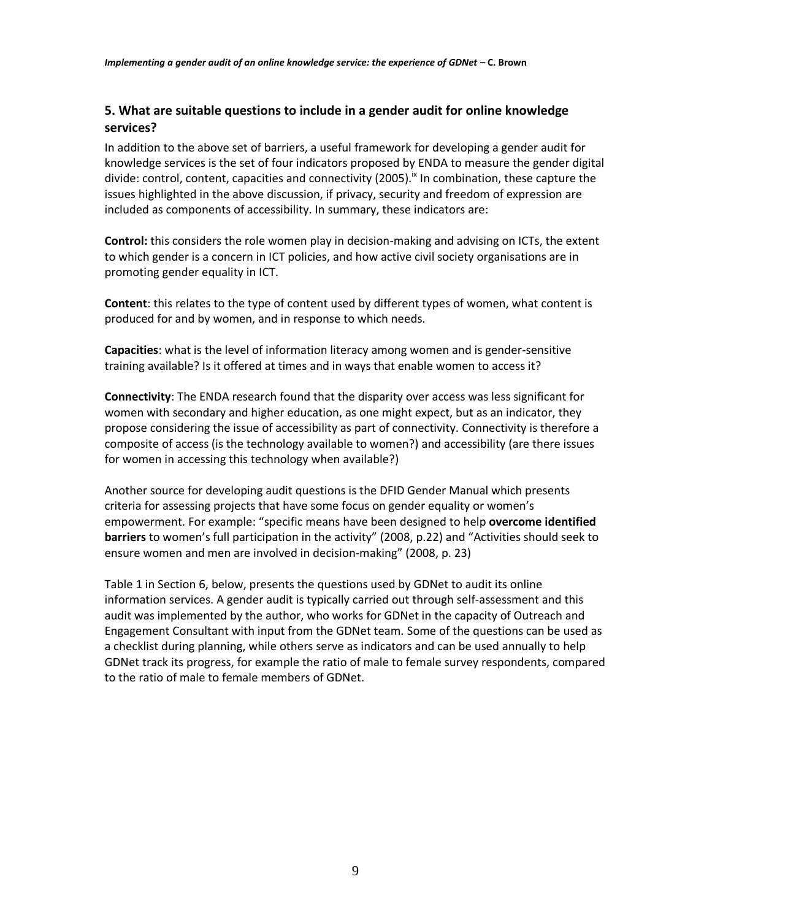## 5. What are suitable questions to include in a gender audit for online knowledge services?

In addition to the above set of barriers, a useful framework for developing a gender audit for knowledge services is the set of four indicators proposed by ENDA to measure the gender digital divide: control, content, capacities and connectivity (2005).[ix] In combination, these capture the issues highlighted in the above discussion, if privacy, security and freedom of expression are included as components of accessibility. In summary, these indicators are:

**Control:** this considers the role women play in decision-making and advising on ICTs, the extent to which gender is a concern in ICT policies, and how active civil society organisations are in promoting gender equality in ICT.

**Content**: this relates to the type of content used by different types of women, what content is produced for and by women, and in response to which needs.

**Capacities**: what is the level of information literacy among women and is gender-sensitive training available? Is it offered at times and in ways that enable women to access it?

**Connectivity**: The ENDA research found that the disparity over access was less significant for women with secondary and higher education, as one might expect, but as an indicator, they propose considering the issue of accessibility as part of connectivity. Connectivity is therefore a composite of access (is the technology available to women?) and accessibility (are there issues for women in accessing this technology when available?)

Another source for developing audit questions is the DFID Gender Manual which presents criteria for assessing projects that have some focus on gender equality or women's empowerment. For example: "specific means have been designed to help **overcome identified barriers** to women's full participation in the activity" (2008, p.22) and "Activities should seek to ensure women and men are involved in decision-making" (2008, p. 23)

Table 1 in Section 6, below, presents the questions used by GDNet to audit its online information services. A gender audit is typically carried out through self-assessment and this audit was implemented by the author, who works for GDNet in the capacity of Outreach and Engagement Consultant with input from the GDNet team. Some of the questions can be used as a checklist during planning, while others serve as indicators and can be used annually to help GDNet track its progress, for example the ratio of male to female survey respondents, compared to the ratio of male to female members of GDNet.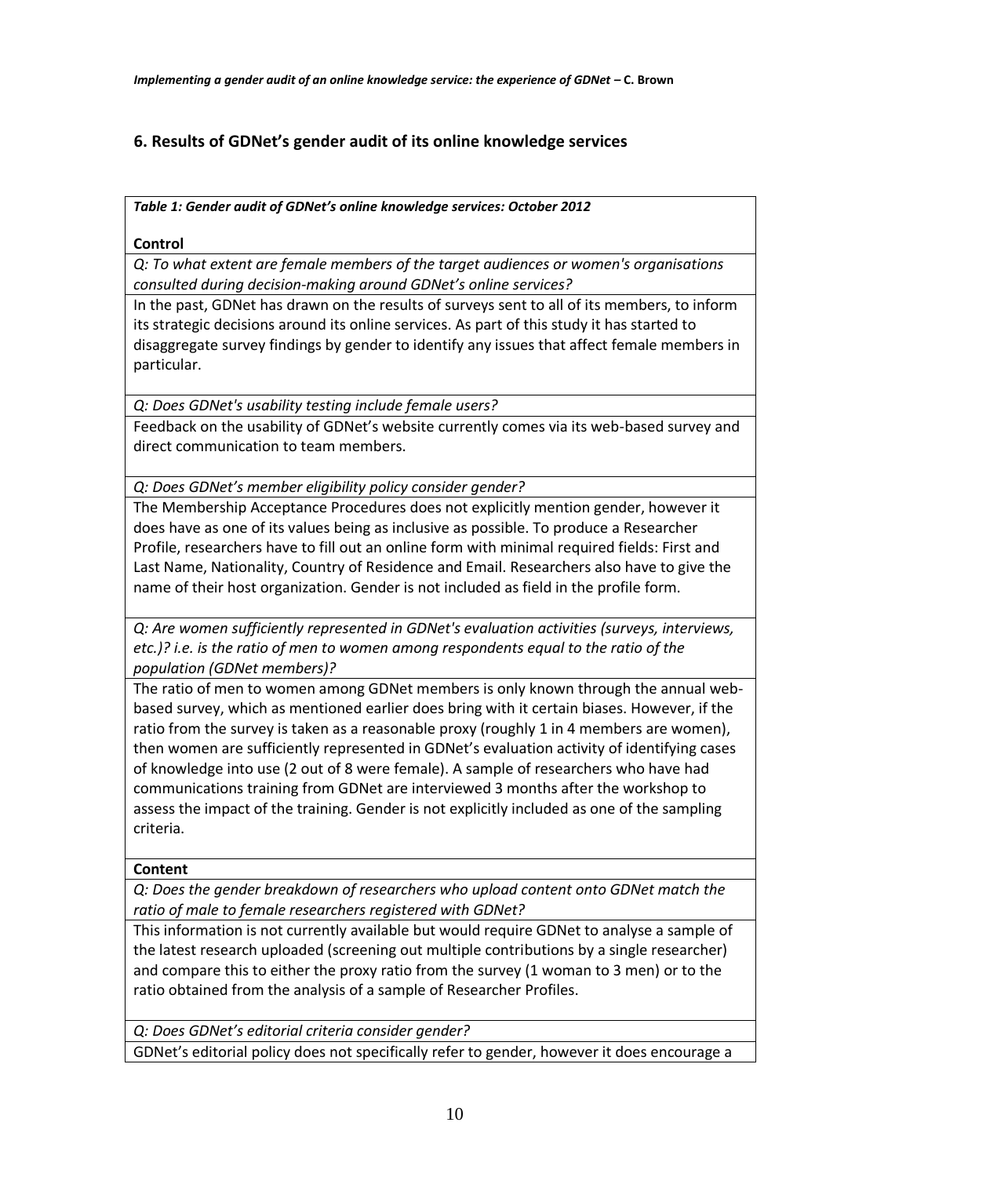## 6. Results of GDNet's gender audit of its online knowledge services

| |
|---|
| ***Table 1: Gender audit of GDNet's online knowledge services: October 2012*** |
| **Control** |
| *Q: To what extent are female members of the target audiences or women's organisations consulted during decision-making around GDNet's online services?* |
| In the past, GDNet has drawn on the results of surveys sent to all of its members, to inform its strategic decisions around its online services. As part of this study it has started to disaggregate survey findings by gender to identify any issues that affect female members in particular. |
| *Q: Does GDNet's usability testing include female users?* |
| Feedback on the usability of GDNet's website currently comes via its web-based survey and direct communication to team members. |
| *Q: Does GDNet's member eligibility policy consider gender?* |
| The Membership Acceptance Procedures does not explicitly mention gender, however it does have as one of its values being as inclusive as possible. To produce a Researcher Profile, researchers have to fill out an online form with minimal required fields: First and Last Name, Nationality, Country of Residence and Email. Researchers also have to give the name of their host organization. Gender is not included as field in the profile form. |
| *Q: Are women sufficiently represented in GDNet's evaluation activities (surveys, interviews, etc.)? i.e. is the ratio of men to women among respondents equal to the ratio of the population (GDNet members)?* |
| The ratio of men to women among GDNet members is only known through the annual web-based survey, which as mentioned earlier does bring with it certain biases. However, if the ratio from the survey is taken as a reasonable proxy (roughly 1 in 4 members are women), then women are sufficiently represented in GDNet's evaluation activity of identifying cases of knowledge into use (2 out of 8 were female). A sample of researchers who have had communications training from GDNet are interviewed 3 months after the workshop to assess the impact of the training. Gender is not explicitly included as one of the sampling criteria. |
| **Content** |
| *Q: Does the gender breakdown of researchers who upload content onto GDNet match the ratio of male to female researchers registered with GDNet?* |
| This information is not currently available but would require GDNet to analyse a sample of the latest research uploaded (screening out multiple contributions by a single researcher) and compare this to either the proxy ratio from the survey (1 woman to 3 men) or to the ratio obtained from the analysis of a sample of Researcher Profiles. |
| *Q: Does GDNet's editorial criteria consider gender?* |
| GDNet's editorial policy does not specifically refer to gender, however it does encourage a |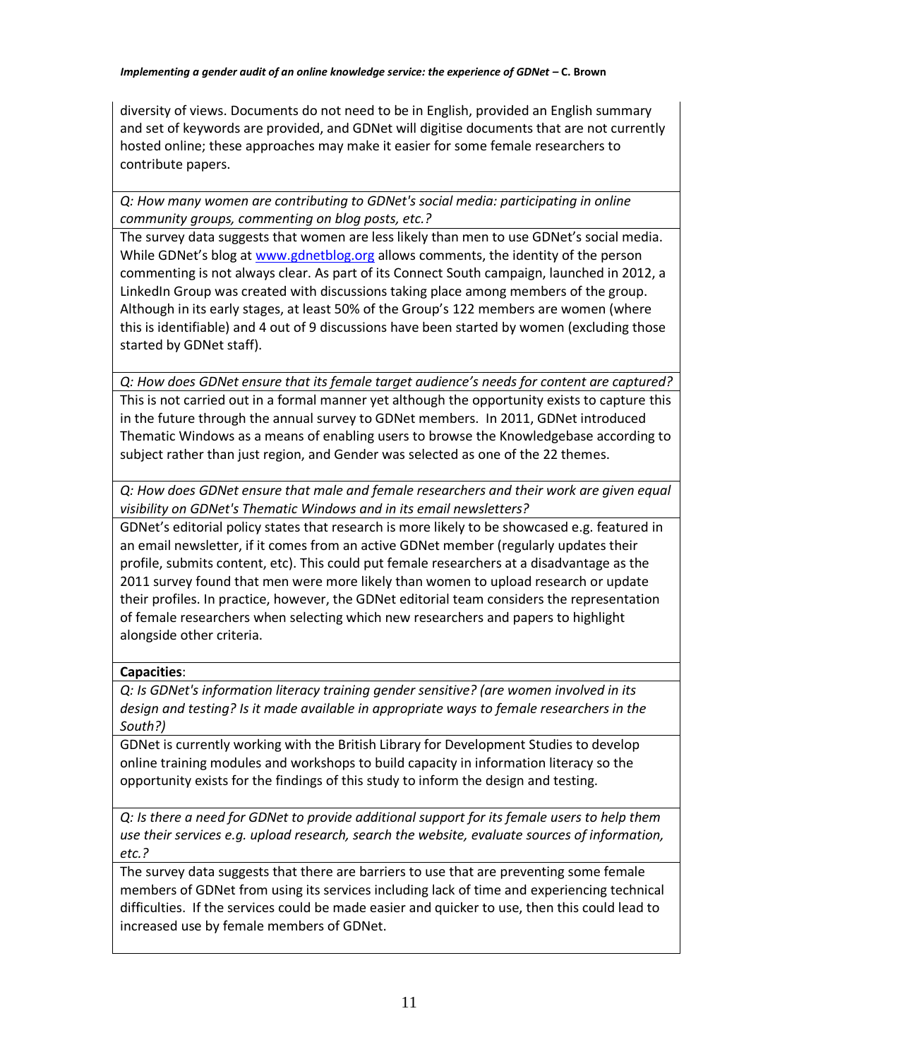diversity of views. Documents do not need to be in English, provided an English summary and set of keywords are provided, and GDNet will digitise documents that are not currently hosted online; these approaches may make it easier for some female researchers to contribute papers.

*Q: How many women are contributing to GDNet's social media: participating in online community groups, commenting on blog posts, etc.?*

The survey data suggests that women are less likely than men to use GDNet's social media. While GDNet's blog at [www.gdnetblog.org](http://www.gdnetblog.org) allows comments, the identity of the person commenting is not always clear. As part of its Connect South campaign, launched in 2012, a LinkedIn Group was created with discussions taking place among members of the group. Although in its early stages, at least 50% of the Group's 122 members are women (where this is identifiable) and 4 out of 9 discussions have been started by women (excluding those started by GDNet staff).

*Q: How does GDNet ensure that its female target audience's needs for content are captured?*

This is not carried out in a formal manner yet although the opportunity exists to capture this in the future through the annual survey to GDNet members. In 2011, GDNet introduced Thematic Windows as a means of enabling users to browse the Knowledgebase according to subject rather than just region, and Gender was selected as one of the 22 themes.

*Q: How does GDNet ensure that male and female researchers and their work are given equal visibility on GDNet's Thematic Windows and in its email newsletters?*

GDNet's editorial policy states that research is more likely to be showcased e.g. featured in an email newsletter, if it comes from an active GDNet member (regularly updates their profile, submits content, etc). This could put female researchers at a disadvantage as the 2011 survey found that men were more likely than women to upload research or update their profiles. In practice, however, the GDNet editorial team considers the representation of female researchers when selecting which new researchers and papers to highlight alongside other criteria.

**Capacities**:

*Q: Is GDNet's information literacy training gender sensitive? (are women involved in its design and testing? Is it made available in appropriate ways to female researchers in the South?)*

GDNet is currently working with the British Library for Development Studies to develop online training modules and workshops to build capacity in information literacy so the opportunity exists for the findings of this study to inform the design and testing.

*Q: Is there a need for GDNet to provide additional support for its female users to help them use their services e.g. upload research, search the website, evaluate sources of information, etc.?*

The survey data suggests that there are barriers to use that are preventing some female members of GDNet from using its services including lack of time and experiencing technical difficulties. If the services could be made easier and quicker to use, then this could lead to increased use by female members of GDNet.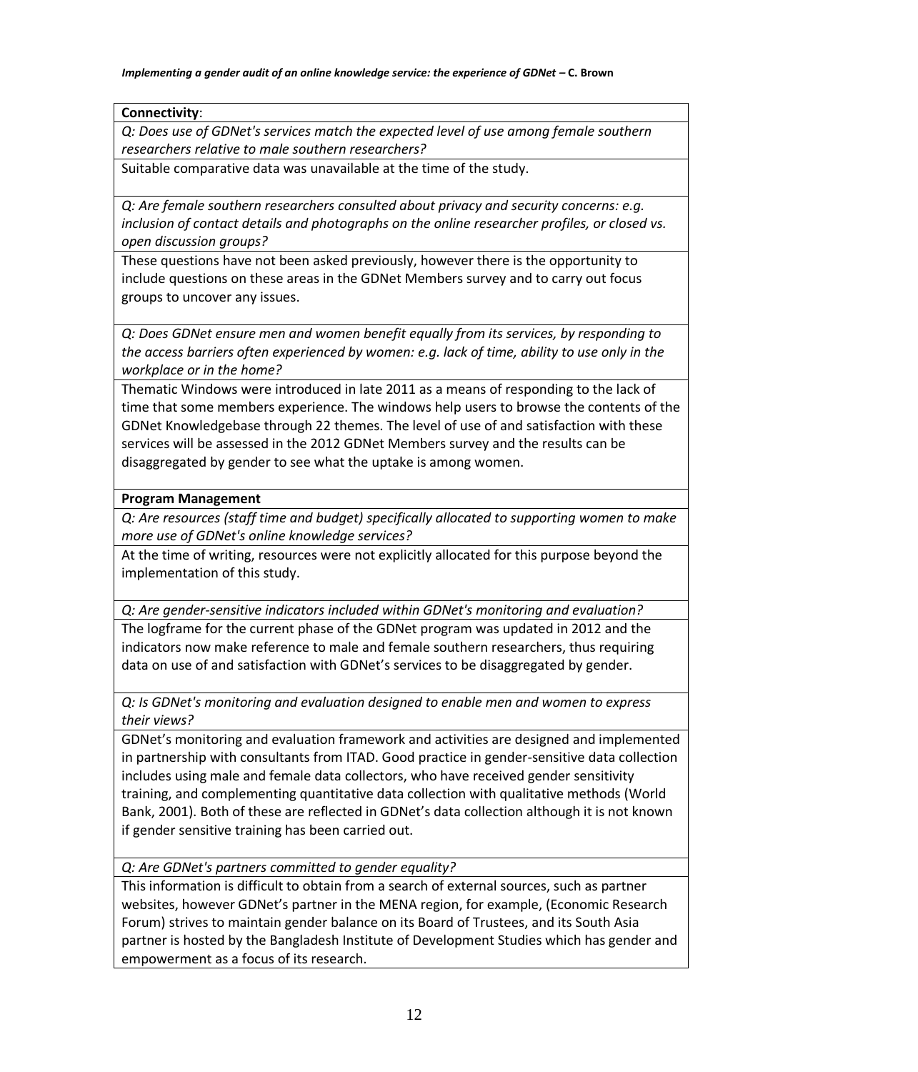| **Connectivity**: |
|---|
| *Q: Does use of GDNet's services match the expected level of use among female southern researchers relative to male southern researchers?* |
| Suitable comparative data was unavailable at the time of the study. |
| *Q: Are female southern researchers consulted about privacy and security concerns: e.g. inclusion of contact details and photographs on the online researcher profiles, or closed vs. open discussion groups?* |
| These questions have not been asked previously, however there is the opportunity to include questions on these areas in the GDNet Members survey and to carry out focus groups to uncover any issues. |
| *Q: Does GDNet ensure men and women benefit equally from its services, by responding to the access barriers often experienced by women: e.g. lack of time, ability to use only in the workplace or in the home?* |
| Thematic Windows were introduced in late 2011 as a means of responding to the lack of time that some members experience. The windows help users to browse the contents of the GDNet Knowledgebase through 22 themes. The level of use of and satisfaction with these services will be assessed in the 2012 GDNet Members survey and the results can be disaggregated by gender to see what the uptake is among women. |
| **Program Management** |
| *Q: Are resources (staff time and budget) specifically allocated to supporting women to make more use of GDNet's online knowledge services?* |
| At the time of writing, resources were not explicitly allocated for this purpose beyond the implementation of this study. |
| *Q: Are gender-sensitive indicators included within GDNet's monitoring and evaluation?* |
| The logframe for the current phase of the GDNet program was updated in 2012 and the indicators now make reference to male and female southern researchers, thus requiring data on use of and satisfaction with GDNet's services to be disaggregated by gender. |
| *Q: Is GDNet's monitoring and evaluation designed to enable men and women to express their views?* |
| GDNet's monitoring and evaluation framework and activities are designed and implemented in partnership with consultants from ITAD. Good practice in gender-sensitive data collection includes using male and female data collectors, who have received gender sensitivity training, and complementing quantitative data collection with qualitative methods (World Bank, 2001). Both of these are reflected in GDNet's data collection although it is not known if gender sensitive training has been carried out. |
| *Q: Are GDNet's partners committed to gender equality?* |
| This information is difficult to obtain from a search of external sources, such as partner websites, however GDNet's partner in the MENA region, for example, (Economic Research Forum) strives to maintain gender balance on its Board of Trustees, and its South Asia partner is hosted by the Bangladesh Institute of Development Studies which has gender and empowerment as a focus of its research. |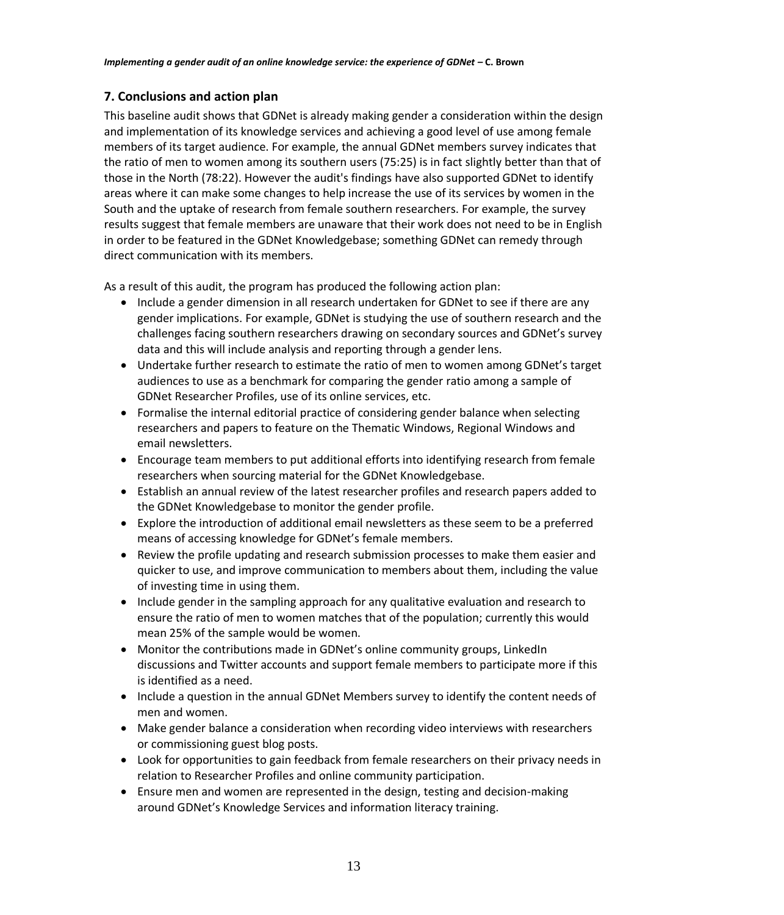## 7. Conclusions and action plan

This baseline audit shows that GDNet is already making gender a consideration within the design and implementation of its knowledge services and achieving a good level of use among female members of its target audience. For example, the annual GDNet members survey indicates that the ratio of men to women among its southern users (75:25) is in fact slightly better than that of those in the North (78:22). However the audit's findings have also supported GDNet to identify areas where it can make some changes to help increase the use of its services by women in the South and the uptake of research from female southern researchers. For example, the survey results suggest that female members are unaware that their work does not need to be in English in order to be featured in the GDNet Knowledgebase; something GDNet can remedy through direct communication with its members.

As a result of this audit, the program has produced the following action plan:

- Include a gender dimension in all research undertaken for GDNet to see if there are any gender implications. For example, GDNet is studying the use of southern research and the challenges facing southern researchers drawing on secondary sources and GDNet's survey data and this will include analysis and reporting through a gender lens.
- Undertake further research to estimate the ratio of men to women among GDNet's target audiences to use as a benchmark for comparing the gender ratio among a sample of GDNet Researcher Profiles, use of its online services, etc.
- Formalise the internal editorial practice of considering gender balance when selecting researchers and papers to feature on the Thematic Windows, Regional Windows and email newsletters.
- Encourage team members to put additional efforts into identifying research from female researchers when sourcing material for the GDNet Knowledgebase.
- Establish an annual review of the latest researcher profiles and research papers added to the GDNet Knowledgebase to monitor the gender profile.
- Explore the introduction of additional email newsletters as these seem to be a preferred means of accessing knowledge for GDNet's female members.
- Review the profile updating and research submission processes to make them easier and quicker to use, and improve communication to members about them, including the value of investing time in using them.
- Include gender in the sampling approach for any qualitative evaluation and research to ensure the ratio of men to women matches that of the population; currently this would mean 25% of the sample would be women.
- Monitor the contributions made in GDNet's online community groups, LinkedIn discussions and Twitter accounts and support female members to participate more if this is identified as a need.
- Include a question in the annual GDNet Members survey to identify the content needs of men and women.
- Make gender balance a consideration when recording video interviews with researchers or commissioning guest blog posts.
- Look for opportunities to gain feedback from female researchers on their privacy needs in relation to Researcher Profiles and online community participation.
- Ensure men and women are represented in the design, testing and decision-making around GDNet's Knowledge Services and information literacy training.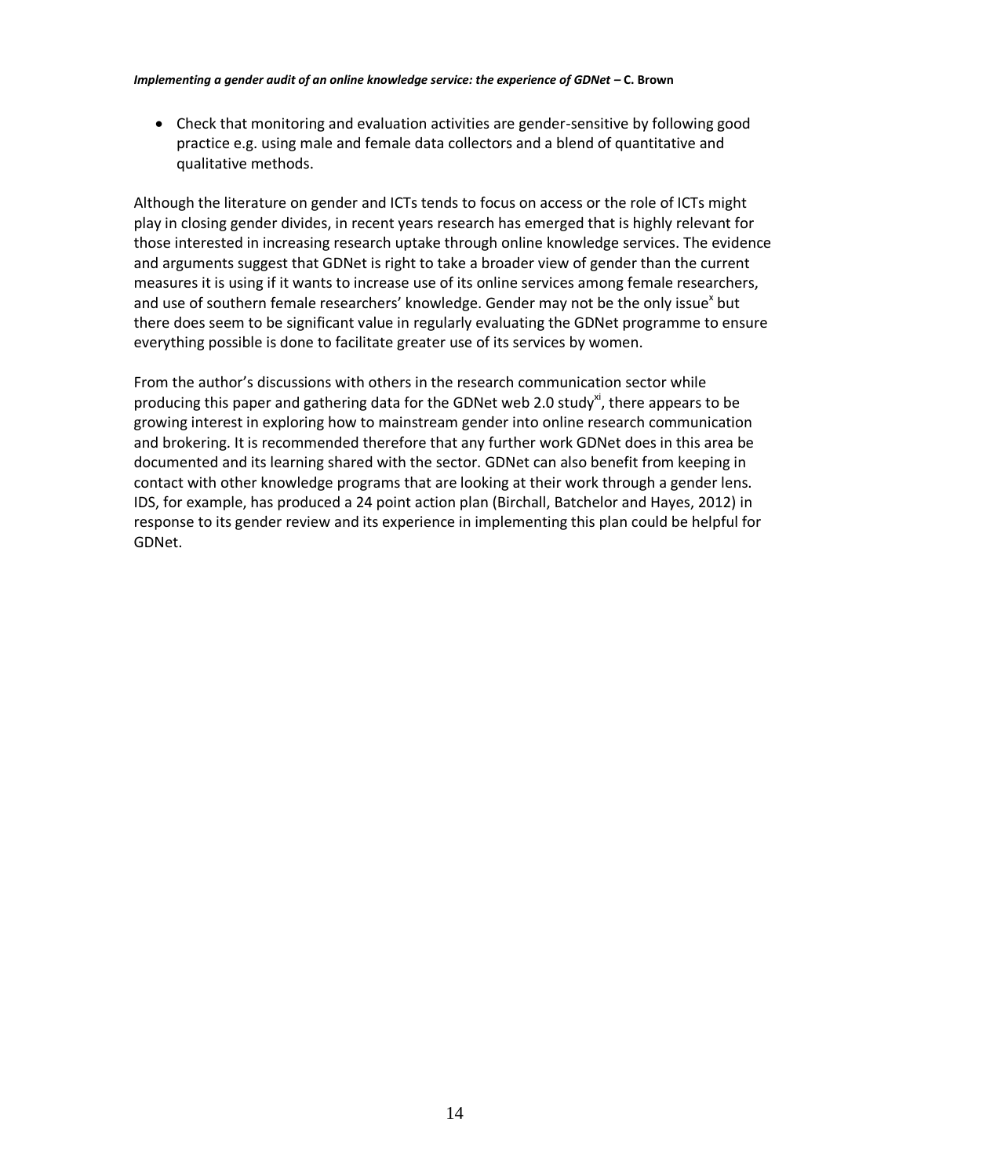- Check that monitoring and evaluation activities are gender-sensitive by following good practice e.g. using male and female data collectors and a blend of quantitative and qualitative methods.

Although the literature on gender and ICTs tends to focus on access or the role of ICTs might play in closing gender divides, in recent years research has emerged that is highly relevant for those interested in increasing research uptake through online knowledge services. The evidence and arguments suggest that GDNet is right to take a broader view of gender than the current measures it is using if it wants to increase use of its online services among female researchers, and use of southern female researchers' knowledge. Gender may not be the only issue[x] but there does seem to be significant value in regularly evaluating the GDNet programme to ensure everything possible is done to facilitate greater use of its services by women.

From the author's discussions with others in the research communication sector while producing this paper and gathering data for the GDNet web 2.0 study[xi], there appears to be growing interest in exploring how to mainstream gender into online research communication and brokering. It is recommended therefore that any further work GDNet does in this area be documented and its learning shared with the sector. GDNet can also benefit from keeping in contact with other knowledge programs that are looking at their work through a gender lens. IDS, for example, has produced a 24 point action plan (Birchall, Batchelor and Hayes, 2012) in response to its gender review and its experience in implementing this plan could be helpful for GDNet.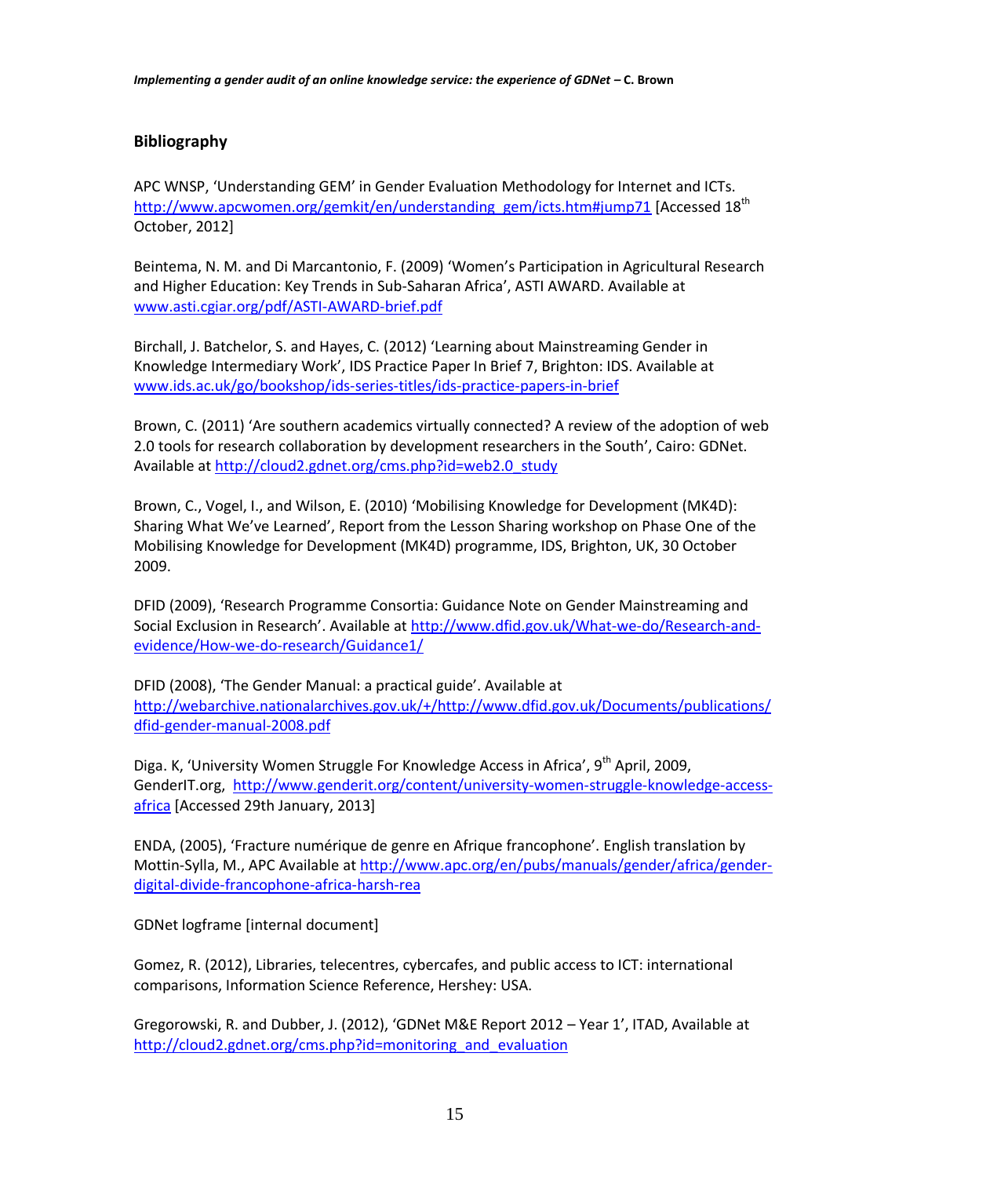## Bibliography

APC WNSP, 'Understanding GEM' in Gender Evaluation Methodology for Internet and ICTs. http://www.apcwomen.org/gemkit/en/understanding_gem/icts.htm#jump71 [Accessed 18th October, 2012]

Beintema, N. M. and Di Marcantonio, F. (2009) 'Women's Participation in Agricultural Research and Higher Education: Key Trends in Sub-Saharan Africa', ASTI AWARD. Available at www.asti.cgiar.org/pdf/ASTI-AWARD-brief.pdf

Birchall, J. Batchelor, S. and Hayes, C. (2012) 'Learning about Mainstreaming Gender in Knowledge Intermediary Work', IDS Practice Paper In Brief 7, Brighton: IDS. Available at www.ids.ac.uk/go/bookshop/ids-series-titles/ids-practice-papers-in-brief

Brown, C. (2011) 'Are southern academics virtually connected? A review of the adoption of web 2.0 tools for research collaboration by development researchers in the South', Cairo: GDNet. Available at http://cloud2.gdnet.org/cms.php?id=web2.0_study

Brown, C., Vogel, I., and Wilson, E. (2010) 'Mobilising Knowledge for Development (MK4D): Sharing What We've Learned', Report from the Lesson Sharing workshop on Phase One of the Mobilising Knowledge for Development (MK4D) programme, IDS, Brighton, UK, 30 October 2009.

DFID (2009), 'Research Programme Consortia: Guidance Note on Gender Mainstreaming and Social Exclusion in Research'. Available at http://www.dfid.gov.uk/What-we-do/Research-and-evidence/How-we-do-research/Guidance1/

DFID (2008), 'The Gender Manual: a practical guide'. Available at http://webarchive.nationalarchives.gov.uk/+/http://www.dfid.gov.uk/Documents/publications/dfid-gender-manual-2008.pdf

Diga. K, 'University Women Struggle For Knowledge Access in Africa', 9th April, 2009, GenderIT.org, http://www.genderit.org/content/university-women-struggle-knowledge-access-africa [Accessed 29th January, 2013]

ENDA, (2005), 'Fracture numérique de genre en Afrique francophone'. English translation by Mottin-Sylla, M., APC Available at http://www.apc.org/en/pubs/manuals/gender/africa/gender-digital-divide-francophone-africa-harsh-rea

GDNet logframe [internal document]

Gomez, R. (2012), Libraries, telecentres, cybercafes, and public access to ICT: international comparisons, Information Science Reference, Hershey: USA.

Gregorowski, R. and Dubber, J. (2012), 'GDNet M&E Report 2012 – Year 1', ITAD, Available at http://cloud2.gdnet.org/cms.php?id=monitoring_and_evaluation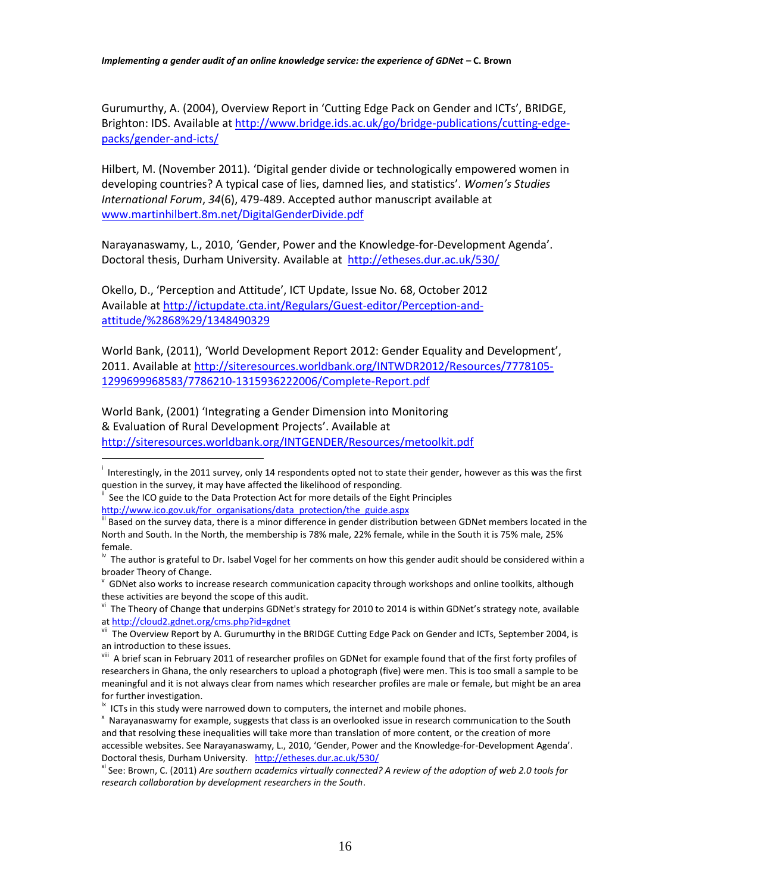Gurumurthy, A. (2004), Overview Report in 'Cutting Edge Pack on Gender and ICTs', BRIDGE, Brighton: IDS. Available at http://www.bridge.ids.ac.uk/go/bridge-publications/cutting-edge-packs/gender-and-icts/

Hilbert, M. (November 2011). 'Digital gender divide or technologically empowered women in developing countries? A typical case of lies, damned lies, and statistics'. *Women's Studies International Forum*, *34*(6), 479-489. Accepted author manuscript available at www.martinhilbert.8m.net/DigitalGenderDivide.pdf

Narayanaswamy, L., 2010, 'Gender, Power and the Knowledge-for-Development Agenda'. Doctoral thesis, Durham University. Available at http://etheses.dur.ac.uk/530/

Okello, D., 'Perception and Attitude', ICT Update, Issue No. 68, October 2012 Available at http://ictupdate.cta.int/Regulars/Guest-editor/Perception-and-attitude/%2868%29/1348490329

World Bank, (2011), 'World Development Report 2012: Gender Equality and Development', 2011. Available at http://siteresources.worldbank.org/INTWDR2012/Resources/7778105-1299699968583/7786210-1315936222006/Complete-Report.pdf

World Bank, (2001) 'Integrating a Gender Dimension into Monitoring & Evaluation of Rural Development Projects'. Available at http://siteresources.worldbank.org/INTGENDER/Resources/metoolkit.pdf

---

[i] Interestingly, in the 2011 survey, only 14 respondents opted not to state their gender, however as this was the first question in the survey, it may have affected the likelihood of responding.

[ii] See the ICO guide to the Data Protection Act for more details of the Eight Principles http://www.ico.gov.uk/for_organisations/data_protection/the_guide.aspx

[iii] Based on the survey data, there is a minor difference in gender distribution between GDNet members located in the North and South. In the North, the membership is 78% male, 22% female, while in the South it is 75% male, 25% female.

[iv] The author is grateful to Dr. Isabel Vogel for her comments on how this gender audit should be considered within a broader Theory of Change.

[v] GDNet also works to increase research communication capacity through workshops and online toolkits, although these activities are beyond the scope of this audit.

[vi] The Theory of Change that underpins GDNet's strategy for 2010 to 2014 is within GDNet's strategy note, available at http://cloud2.gdnet.org/cms.php?id=gdnet

[vii] The Overview Report by A. Gurumurthy in the BRIDGE Cutting Edge Pack on Gender and ICTs, September 2004, is an introduction to these issues.

[viii] A brief scan in February 2011 of researcher profiles on GDNet for example found that of the first forty profiles of researchers in Ghana, the only researchers to upload a photograph (five) were men. This is too small a sample to be meaningful and it is not always clear from names which researcher profiles are male or female, but might be an area for further investigation.

[ix] ICTs in this study were narrowed down to computers, the internet and mobile phones.

[x] Narayanaswamy for example, suggests that class is an overlooked issue in research communication to the South and that resolving these inequalities will take more than translation of more content, or the creation of more accessible websites. See Narayanaswamy, L., 2010, 'Gender, Power and the Knowledge-for-Development Agenda'. Doctoral thesis, Durham University. http://etheses.dur.ac.uk/530/

[xi] See: Brown, C. (2011) *Are southern academics virtually connected? A review of the adoption of web 2.0 tools for research collaboration by development researchers in the South*.